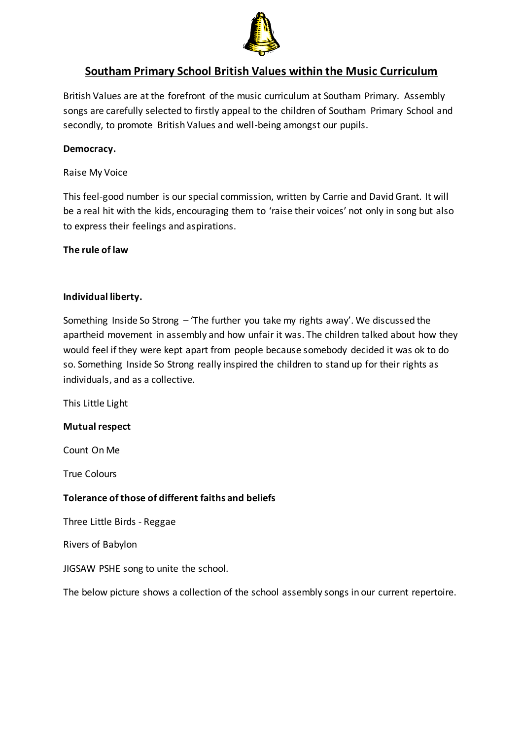# Southam Primary School British Values within the Music Curriculum

British Values are at the forefront of the music curriculum at Southam Primary. Assembly songs are carefully selected to firstly appeal to the children of Southam Primary School and secondly, to promote British Values and well-being amongst our pupils.

**Democracy.**

Raise My Voice

This feel-good number is our special commission, written by Carrie and David Grant. It will be a real hit with the kids, encouraging them to 'raise their voices' not only in song but also to express their feelings and aspirations.

**The rule of law**

**Individual liberty.**

Something Inside So Strong – 'The further you take my rights away'. We discussed the apartheid movement in assembly and how unfair it was. The children talked about how they would feel if they were kept apart from people because somebody decided it was ok to do so. Something Inside So Strong really inspired the children to stand up for their rights as individuals, and as a collective.

This Little Light

**Mutual respect**

Count On Me

True Colours

**Tolerance of those of different faiths and beliefs**

Three Little Birds - Reggae

Rivers of Babylon

JIGSAW PSHE song to unite the school.

The below picture shows a collection of the school assembly songs in our current repertoire.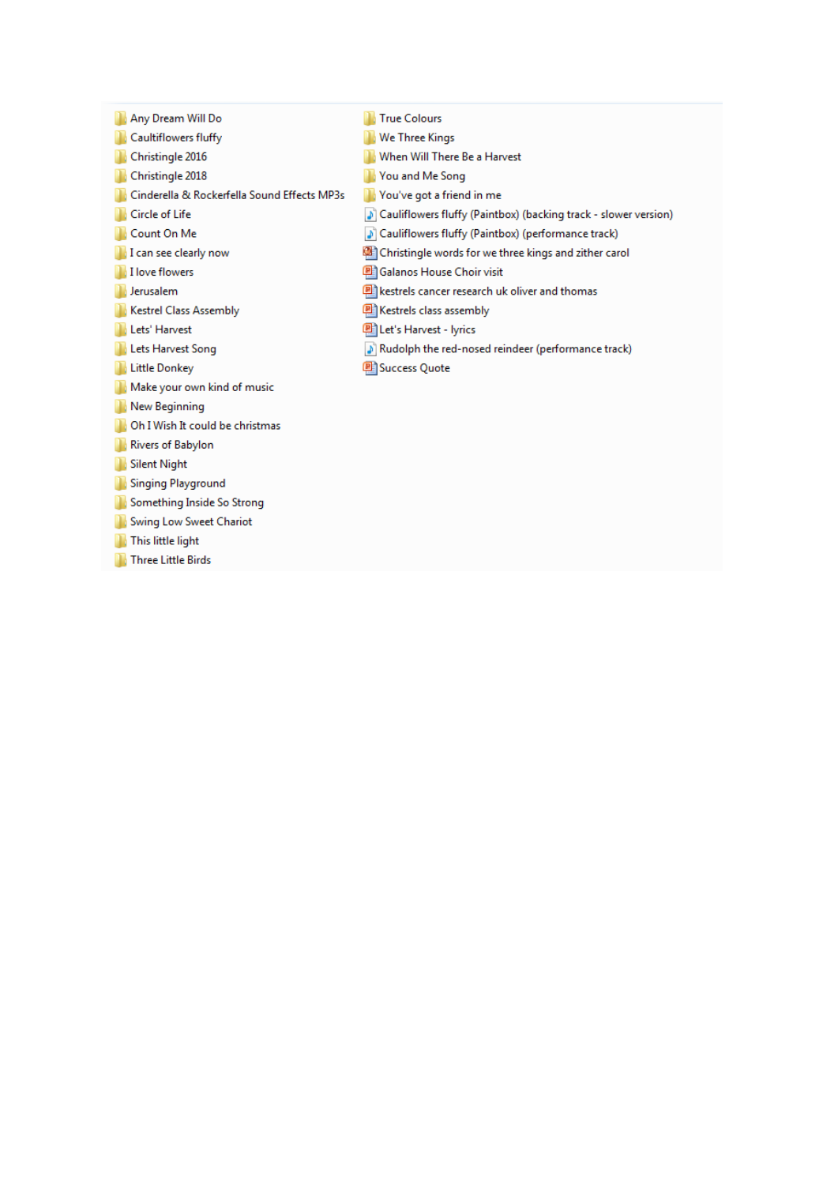- Any Dream Will Do
- Caultiflowers fluffy
- Christingle 2016
- Christingle 2018
- Cinderella & Rockerfella Sound Effects MP3s
- Circle of Life
- Count On Me
- I can see clearly now
- I love flowers
- Jerusalem
- Kestrel Class Assembly
- Lets' Harvest
- Lets Harvest Song
- Little Donkey
- Make your own kind of music
- New Beginning
- Oh I Wish It could be christmas
- Rivers of Babylon
- Silent Night
- Singing Playground
- Something Inside So Strong
- Swing Low Sweet Chariot
- This little light
- Three Little Birds
- True Colours
- We Three Kings
- When Will There Be a Harvest
- You and Me Song
- You've got a friend in me
- Cauliflowers fluffy (Paintbox) (backing track - slower version)
- Cauliflowers fluffy (Paintbox) (performance track)
- Christingle words for we three kings and zither carol
- Galanos House Choir visit
- kestrels cancer research uk oliver and thomas
- Kestrels class assembly
- Let's Harvest - lyrics
- Rudolph the red-nosed reindeer (performance track)
- Success Quote